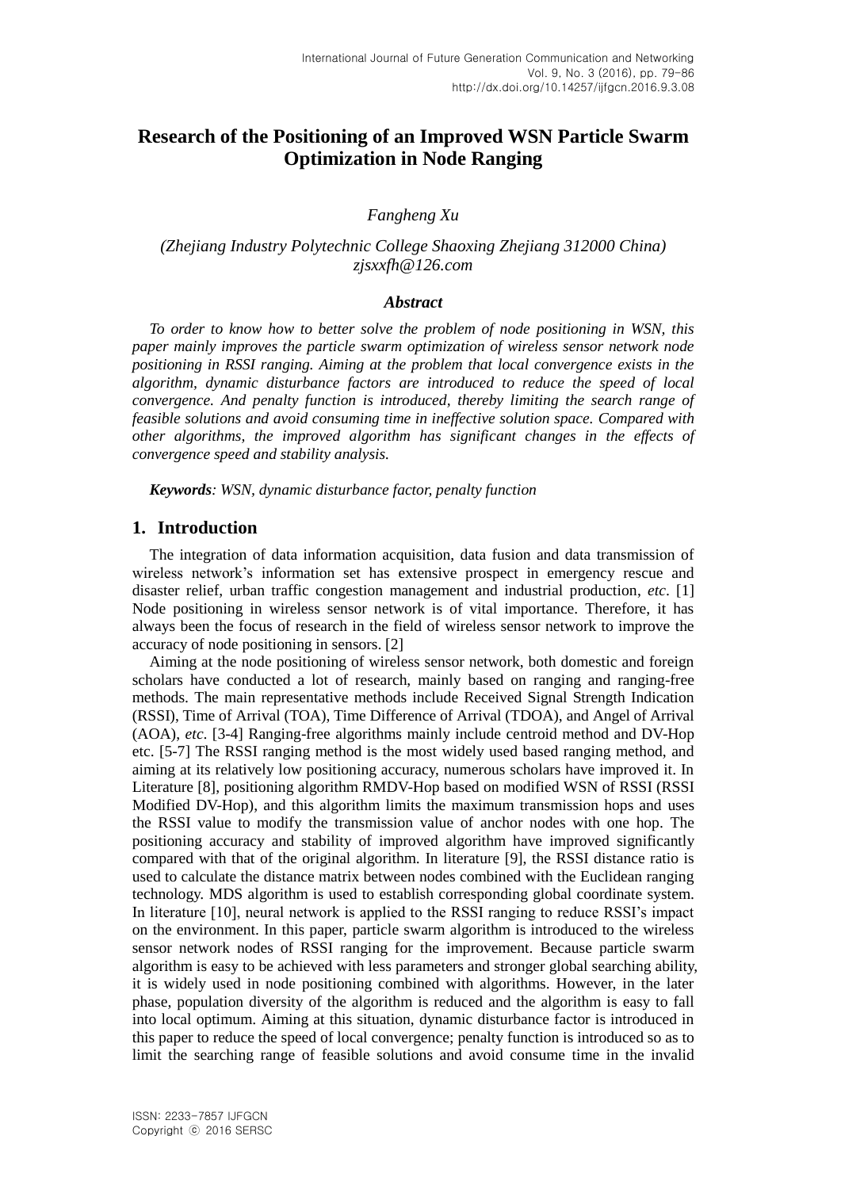# Research of the Positioning of an Improved WSN Particle Swarm Optimization in Node Ranging

*Fangheng Xu*

*(Zhejiang Industry Polytechnic College Shaoxing Zhejiang 312000 China)*
*zjsxxfh@126.com*

### *Abstract*

*To order to know how to better solve the problem of node positioning in WSN, this paper mainly improves the particle swarm optimization of wireless sensor network node positioning in RSSI ranging. Aiming at the problem that local convergence exists in the algorithm, dynamic disturbance factors are introduced to reduce the speed of local convergence. And penalty function is introduced, thereby limiting the search range of feasible solutions and avoid consuming time in ineffective solution space. Compared with other algorithms, the improved algorithm has significant changes in the effects of convergence speed and stability analysis.*

***Keywords**: WSN, dynamic disturbance factor, penalty function*

## 1. Introduction

The integration of data information acquisition, data fusion and data transmission of wireless network's information set has extensive prospect in emergency rescue and disaster relief, urban traffic congestion management and industrial production, *etc*. [1] Node positioning in wireless sensor network is of vital importance. Therefore, it has always been the focus of research in the field of wireless sensor network to improve the accuracy of node positioning in sensors. [2]

Aiming at the node positioning of wireless sensor network, both domestic and foreign scholars have conducted a lot of research, mainly based on ranging and ranging-free methods. The main representative methods include Received Signal Strength Indication (RSSI), Time of Arrival (TOA), Time Difference of Arrival (TDOA), and Angel of Arrival (AOA), *etc*. [3-4] Ranging-free algorithms mainly include centroid method and DV-Hop etc. [5-7] The RSSI ranging method is the most widely used based ranging method, and aiming at its relatively low positioning accuracy, numerous scholars have improved it. In Literature [8], positioning algorithm RMDV-Hop based on modified WSN of RSSI (RSSI Modified DV-Hop), and this algorithm limits the maximum transmission hops and uses the RSSI value to modify the transmission value of anchor nodes with one hop. The positioning accuracy and stability of improved algorithm have improved significantly compared with that of the original algorithm. In literature [9], the RSSI distance ratio is used to calculate the distance matrix between nodes combined with the Euclidean ranging technology. MDS algorithm is used to establish corresponding global coordinate system. In literature [10], neural network is applied to the RSSI ranging to reduce RSSI's impact on the environment. In this paper, particle swarm algorithm is introduced to the wireless sensor network nodes of RSSI ranging for the improvement. Because particle swarm algorithm is easy to be achieved with less parameters and stronger global searching ability, it is widely used in node positioning combined with algorithms. However, in the later phase, population diversity of the algorithm is reduced and the algorithm is easy to fall into local optimum. Aiming at this situation, dynamic disturbance factor is introduced in this paper to reduce the speed of local convergence; penalty function is introduced so as to limit the searching range of feasible solutions and avoid consume time in the invalid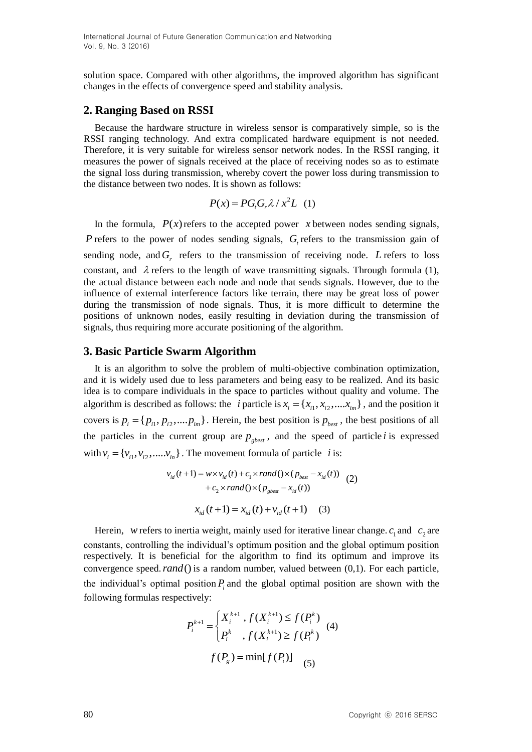solution space. Compared with other algorithms, the improved algorithm has significant changes in the effects of convergence speed and stability analysis.

## 2. Ranging Based on RSSI

Because the hardware structure in wireless sensor is comparatively simple, so is the RSSI ranging technology. And extra complicated hardware equipment is not needed. Therefore, it is very suitable for wireless sensor network nodes. In the RSSI ranging, it measures the power of signals received at the place of receiving nodes so as to estimate the signal loss during transmission, whereby covert the power loss during transmission to the distance between two nodes. It is shown as follows:

$$P(x) = PG_tG_r\lambda / x^2L \quad (1)$$

In the formula, $P(x)$ refers to the accepted power $x$ between nodes sending signals, $P$ refers to the power of nodes sending signals, $G_t$ refers to the transmission gain of sending node, and $G_r$ refers to the transmission of receiving node. $L$ refers to loss constant, and $\lambda$ refers to the length of wave transmitting signals. Through formula (1), the actual distance between each node and node that sends signals. However, due to the influence of external interference factors like terrain, there may be great loss of power during the transmission of node signals. Thus, it is more difficult to determine the positions of unknown nodes, easily resulting in deviation during the transmission of signals, thus requiring more accurate positioning of the algorithm.

## 3. Basic Particle Swarm Algorithm

It is an algorithm to solve the problem of multi-objective combination optimization, and it is widely used due to less parameters and being easy to be realized. And its basic idea is to compare individuals in the space to particles without quality and volume. The algorithm is described as follows: the $i$ particle is $x_i = \{x_{i1}, x_{i2}, ....x_{im}\}$, and the position it covers is $p_i = \{p_{i1}, p_{i2}, ....p_{im}\}$. Herein, the best position is $p_{best}$, the best positions of all the particles in the current group are $p_{gbest}$, and the speed of particle $i$ is expressed with $v_i = \{v_{i1}, v_{i2}, .....v_{in}\}$. The movement formula of particle $i$ is:

$$\begin{aligned} v_{id}(t+1) = w \times v_{id}(t) + c_1 \times rand() \times (p_{best} - x_{id}(t)) \\ + c_2 \times rand() \times (p_{gbest} - x_{id}(t)) \end{aligned} \quad (2)$$

$$x_{id}(t+1) = x_{id}(t) + v_{id}(t+1) \quad (3)$$

Herein, $w$ refers to inertia weight, mainly used for iterative linear change. $c_1$ and $c_2$ are constants, controlling the individual's optimum position and the global optimum position respectively. It is beneficial for the algorithm to find its optimum and improve its convergence speed. $rand()$ is a random number, valued between (0,1). For each particle, the individual's optimal position $P_i$ and the global optimal position are shown with the following formulas respectively:

$$P_i^{k+1} = \begin{cases} X_i^{k+1}, & f(X_i^{k+1}) \leq f(P_i^k) \\ P_i^k, & f(X_i^{k+1}) \geq f(P_i^k) \end{cases} \quad (4)$$

$$f(P_g) = \min[f(P_i)] \quad (5)$$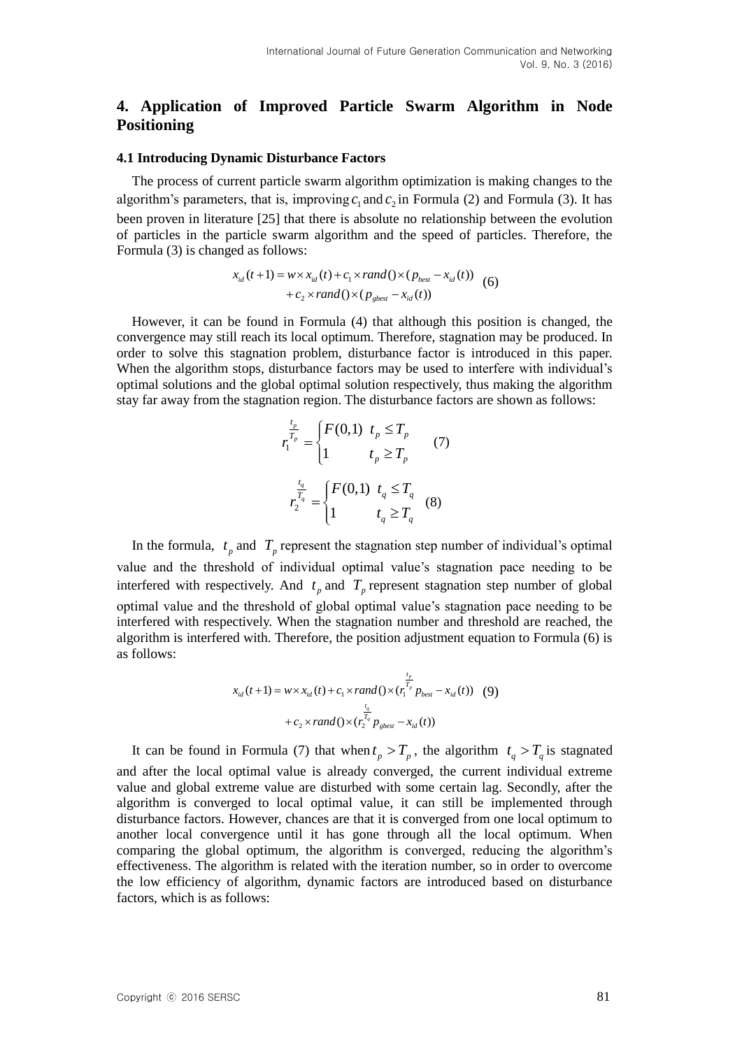## 4. Application of Improved Particle Swarm Algorithm in Node Positioning

### 4.1 Introducing Dynamic Disturbance Factors

The process of current particle swarm algorithm optimization is making changes to the algorithm's parameters, that is, improving $c_1$ and $c_2$ in Formula (2) and Formula (3). It has been proven in literature [25] that there is absolute no relationship between the evolution of particles in the particle swarm algorithm and the speed of particles. Therefore, the Formula (3) is changed as follows:

$$x_{id}(t+1) = w \times x_{id}(t) + c_1 \times rand() \times (p_{best} - x_{id}(t)) + c_2 \times rand() \times (p_{gbest} - x_{id}(t)) \quad (6)$$

However, it can be found in Formula (4) that although this position is changed, the convergence may still reach its local optimum. Therefore, stagnation may be produced. In order to solve this stagnation problem, disturbance factor is introduced in this paper. When the algorithm stops, disturbance factors may be used to interfere with individual's optimal solutions and the global optimal solution respectively, thus making the algorithm stay far away from the stagnation region. The disturbance factors are shown as follows:

$$r_1^{\frac{t_p}{T_p}} = \begin{cases} F(0,1) & t_p \leq T_p \\ 1 & t_p \geq T_p \end{cases} \quad (7)$$

$$r_2^{\frac{t_q}{T_q}} = \begin{cases} F(0,1) & t_q \leq T_q \\ 1 & t_q \geq T_q \end{cases} \quad (8)$$

In the formula, $t_p$ and $T_p$ represent the stagnation step number of individual's optimal value and the threshold of individual optimal value's stagnation pace needing to be interfered with respectively. And $t_p$ and $T_p$ represent stagnation step number of global optimal value and the threshold of global optimal value's stagnation pace needing to be interfered with respectively. When the stagnation number and threshold are reached, the algorithm is interfered with. Therefore, the position adjustment equation to Formula (6) is as follows:

$$x_{id}(t+1) = w \times x_{id}(t) + c_1 \times rand() \times (r_1^{\frac{t_p}{T_p}} p_{best} - x_{id}(t)) + c_2 \times rand() \times (r_2^{\frac{t_q}{T_q}} p_{gbest} - x_{id}(t)) \quad (9)$$

It can be found in Formula (7) that when $t_p > T_p$, the algorithm $t_q > T_q$ is stagnated and after the local optimal value is already converged, the current individual extreme value and global extreme value are disturbed with some certain lag. Secondly, after the algorithm is converged to local optimal value, it can still be implemented through disturbance factors. However, chances are that it is converged from one local optimum to another local convergence until it has gone through all the local optimum. When comparing the global optimum, the algorithm is converged, reducing the algorithm's effectiveness. The algorithm is related with the iteration number, so in order to overcome the low efficiency of algorithm, dynamic factors are introduced based on disturbance factors, which is as follows: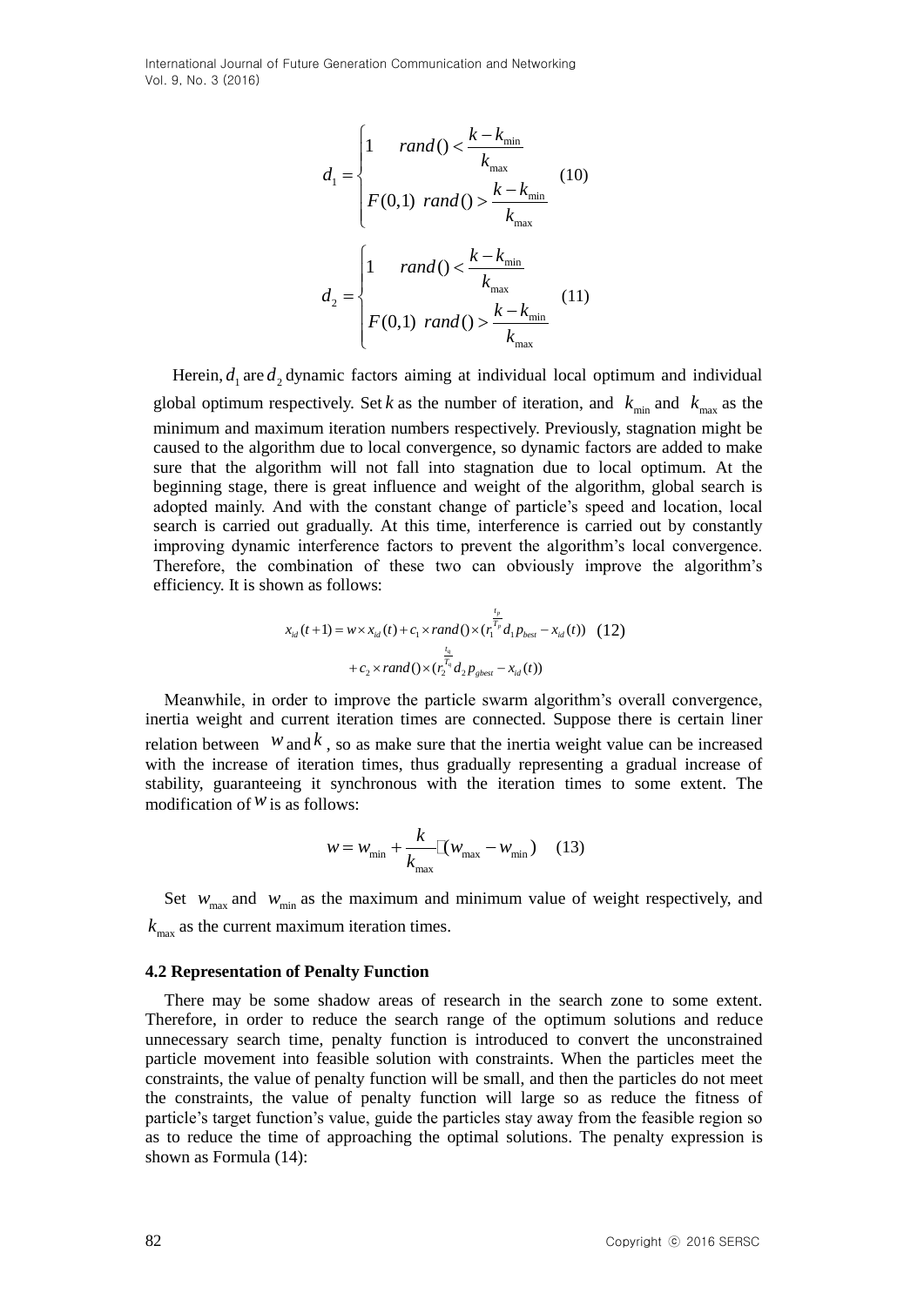$$d_1 = \begin{cases} 1 & rand() < \dfrac{k - k_{\min}}{k_{\max}} \\ F(0,1) & rand() > \dfrac{k - k_{\min}}{k_{\max}} \end{cases} \quad (10)$$

$$d_2 = \begin{cases} 1 & rand() < \dfrac{k - k_{\min}}{k_{\max}} \\ F(0,1) & rand() > \dfrac{k - k_{\min}}{k_{\max}} \end{cases} \quad (11)$$

Herein, $d_1$ are $d_2$ dynamic factors aiming at individual local optimum and individual global optimum respectively. Set $k$ as the number of iteration, and $k_{\min}$ and $k_{\max}$ as the minimum and maximum iteration numbers respectively. Previously, stagnation might be caused to the algorithm due to local convergence, so dynamic factors are added to make sure that the algorithm will not fall into stagnation due to local optimum. At the beginning stage, there is great influence and weight of the algorithm, global search is adopted mainly. And with the constant change of particle's speed and location, local search is carried out gradually. At this time, interference is carried out by constantly improving dynamic interference factors to prevent the algorithm's local convergence. Therefore, the combination of these two can obviously improve the algorithm's efficiency. It is shown as follows:

$$\begin{aligned} x_{id}(t+1) = w \times x_{id}(t) + c_1 \times rand() \times (r_1^{\frac{t_p}{T_p}} d_1 p_{best} - x_{id}(t)) \quad (12) \\ + c_2 \times rand() \times (r_2^{\frac{t_q}{T_q}} d_2 p_{gbest} - x_{id}(t)) \end{aligned}$$

Meanwhile, in order to improve the particle swarm algorithm's overall convergence, inertia weight and current iteration times are connected. Suppose there is certain liner relation between $w$ and $k$, so as make sure that the inertia weight value can be increased with the increase of iteration times, thus gradually representing a gradual increase of stability, guaranteeing it synchronous with the iteration times to some extent. The modification of $w$ is as follows:

$$w = w_{\min} + \frac{k}{k_{\max}} \cdot (w_{\max} - w_{\min}) \quad (13)$$

Set $w_{\max}$ and $w_{\min}$ as the maximum and minimum value of weight respectively, and $k_{\max}$ as the current maximum iteration times.

#### 4.2 Representation of Penalty Function

There may be some shadow areas of research in the search zone to some extent. Therefore, in order to reduce the search range of the optimum solutions and reduce unnecessary search time, penalty function is introduced to convert the unconstrained particle movement into feasible solution with constraints. When the particles meet the constraints, the value of penalty function will be small, and then the particles do not meet the constraints, the value of penalty function will large so as reduce the fitness of particle's target function's value, guide the particles stay away from the feasible region so as to reduce the time of approaching the optimal solutions. The penalty expression is shown as Formula (14):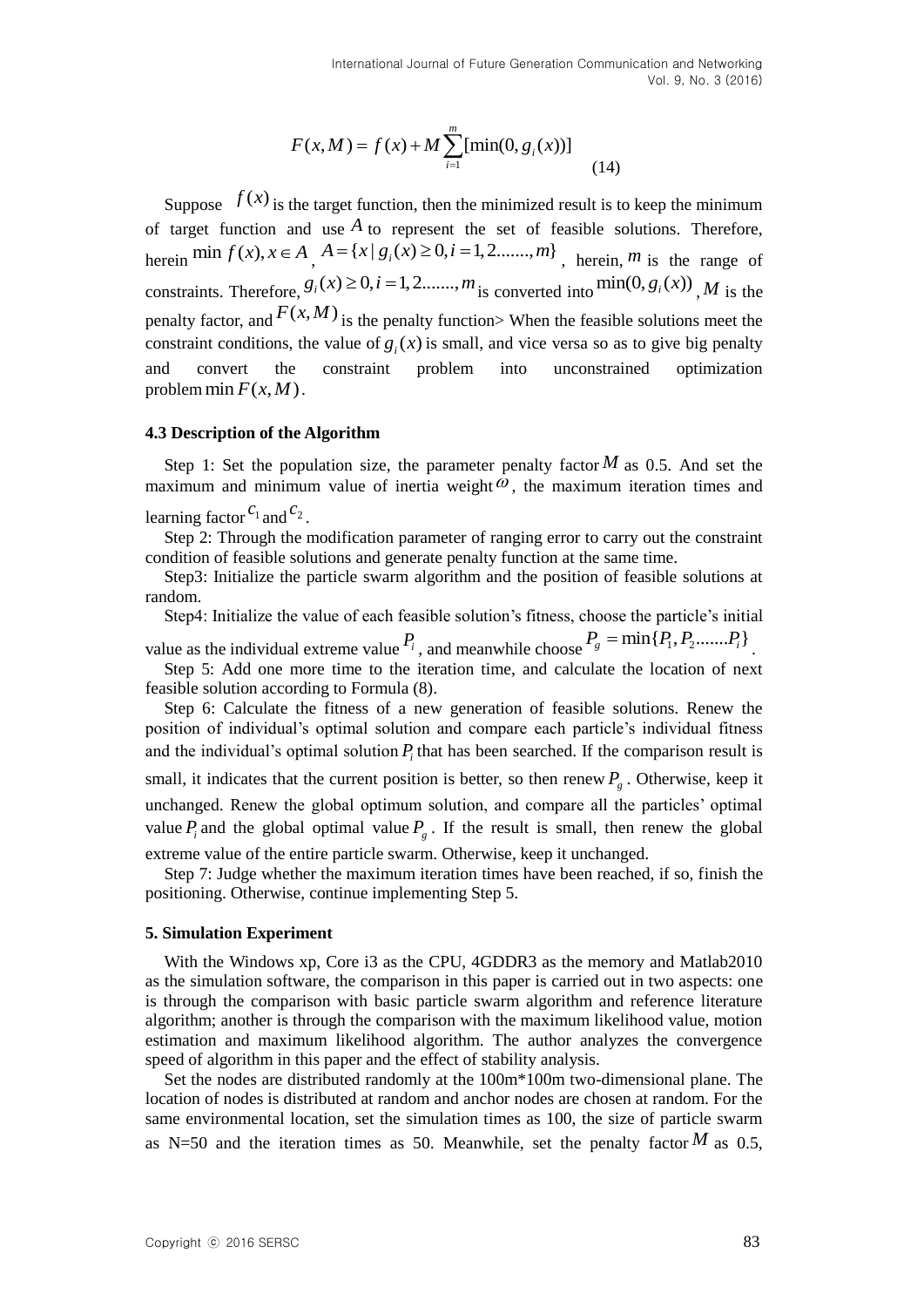$$F(x,M) = f(x) + M\sum_{i=1}^{m}[\min(0, g_i(x))] \tag{14}$$

Suppose $f(x)$ is the target function, then the minimized result is to keep the minimum of target function and use $A$ to represent the set of feasible solutions. Therefore, herein $\min f(x), x \in A$, $A = \{x \mid g_i(x) \geq 0, i = 1, 2......., m\}$, herein, $m$ is the range of constraints. Therefore, $g_i(x) \geq 0, i = 1, 2......., m$ is converted into $\min(0, g_i(x))$, $M$ is the penalty factor, and $F(x, M)$ is the penalty function> When the feasible solutions meet the constraint conditions, the value of $g_i(x)$ is small, and vice versa so as to give big penalty and convert the constraint problem into unconstrained optimization problem $\min F(x, M)$.

### 4.3 Description of the Algorithm

Step 1: Set the population size, the parameter penalty factor $M$ as 0.5. And set the maximum and minimum value of inertia weight $\omega$, the maximum iteration times and learning factor $c_1$ and $c_2$.

Step 2: Through the modification parameter of ranging error to carry out the constraint condition of feasible solutions and generate penalty function at the same time.

Step3: Initialize the particle swarm algorithm and the position of feasible solutions at random.

Step4: Initialize the value of each feasible solution's fitness, choose the particle's initial value as the individual extreme value $P_i$, and meanwhile choose $P_g = \min\{P_1, P_2.......P_i\}$.

Step 5: Add one more time to the iteration time, and calculate the location of next feasible solution according to Formula (8).

Step 6: Calculate the fitness of a new generation of feasible solutions. Renew the position of individual's optimal solution and compare each particle's individual fitness and the individual's optimal solution $P_i$ that has been searched. If the comparison result is small, it indicates that the current position is better, so then renew $P_g$. Otherwise, keep it unchanged. Renew the global optimum solution, and compare all the particles' optimal value $P_i$ and the global optimal value $P_g$. If the result is small, then renew the global extreme value of the entire particle swarm. Otherwise, keep it unchanged.

Step 7: Judge whether the maximum iteration times have been reached, if so, finish the positioning. Otherwise, continue implementing Step 5.

## 5. Simulation Experiment

With the Windows xp, Core i3 as the CPU, 4GDDR3 as the memory and Matlab2010 as the simulation software, the comparison in this paper is carried out in two aspects: one is through the comparison with basic particle swarm algorithm and reference literature algorithm; another is through the comparison with the maximum likelihood value, motion estimation and maximum likelihood algorithm. The author analyzes the convergence speed of algorithm in this paper and the effect of stability analysis.

Set the nodes are distributed randomly at the 100m*100m two-dimensional plane. The location of nodes is distributed at random and anchor nodes are chosen at random. For the same environmental location, set the simulation times as 100, the size of particle swarm as N=50 and the iteration times as 50. Meanwhile, set the penalty factor $M$ as 0.5,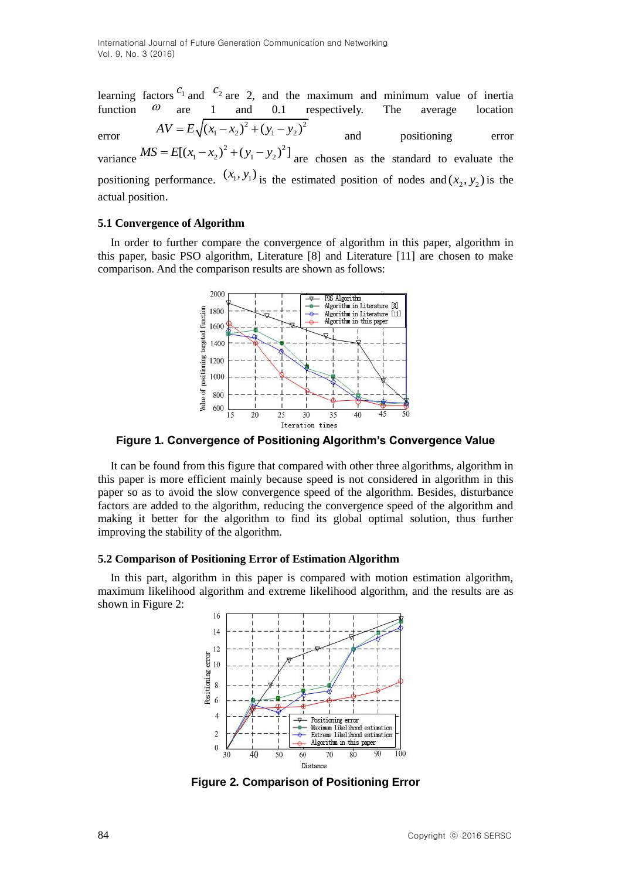learning factors $c_1$ and $c_2$ are 2, and the maximum and minimum value of inertia function $\omega$ are 1 and 0.1 respectively. The average location error $AV = E\sqrt{(x_1 - x_2)^2 + (y_1 - y_2)^2}$ and positioning error variance $MS = E[(x_1 - x_2)^2 + (y_1 - y_2)^2]$ are chosen as the standard to evaluate the positioning performance. $(x_1, y_1)$ is the estimated position of nodes and $(x_2, y_2)$ is the actual position.

### 5.1 Convergence of Algorithm

In order to further compare the convergence of algorithm in this paper, algorithm in this paper, basic PSO algorithm, Literature [8] and Literature [11] are chosen to make comparison. And the comparison results are shown as follows:

**Figure 1. Convergence of Positioning Algorithm's Convergence Value**

It can be found from this figure that compared with other three algorithms, algorithm in this paper is more efficient mainly because speed is not considered in algorithm in this paper so as to avoid the slow convergence speed of the algorithm. Besides, disturbance factors are added to the algorithm, reducing the convergence speed of the algorithm and making it better for the algorithm to find its global optimal solution, thus further improving the stability of the algorithm.

### 5.2 Comparison of Positioning Error of Estimation Algorithm

In this part, algorithm in this paper is compared with motion estimation algorithm, maximum likelihood algorithm and extreme likelihood algorithm, and the results are as shown in Figure 2:

**Figure 2. Comparison of Positioning Error**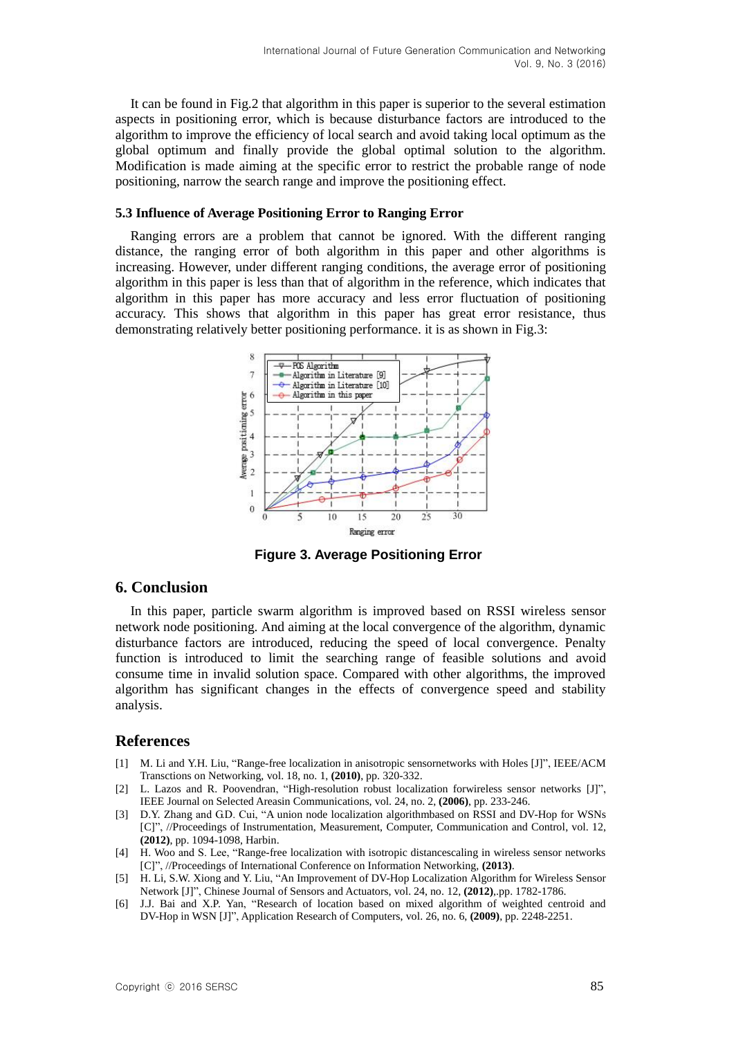It can be found in Fig.2 that algorithm in this paper is superior to the several estimation aspects in positioning error, which is because disturbance factors are introduced to the algorithm to improve the efficiency of local search and avoid taking local optimum as the global optimum and finally provide the global optimal solution to the algorithm. Modification is made aiming at the specific error to restrict the probable range of node positioning, narrow the search range and improve the positioning effect.

### 5.3 Influence of Average Positioning Error to Ranging Error

Ranging errors are a problem that cannot be ignored. With the different ranging distance, the ranging error of both algorithm in this paper and other algorithms is increasing. However, under different ranging conditions, the average error of positioning algorithm in this paper is less than that of algorithm in the reference, which indicates that algorithm in this paper has more accuracy and less error fluctuation of positioning accuracy. This shows that algorithm in this paper has great error resistance, thus demonstrating relatively better positioning performance. it is as shown in Fig.3:

**Figure 3. Average Positioning Error**

## 6. Conclusion

In this paper, particle swarm algorithm is improved based on RSSI wireless sensor network node positioning. And aiming at the local convergence of the algorithm, dynamic disturbance factors are introduced, reducing the speed of local convergence. Penalty function is introduced to limit the searching range of feasible solutions and avoid consume time in invalid solution space. Compared with other algorithms, the improved algorithm has significant changes in the effects of convergence speed and stability analysis.

## References

[1] M. Li and Y.H. Liu, "Range-free localization in anisotropic sensornetworks with Holes [J]", IEEE/ACM Transctions on Networking, vol. 18, no. 1, **(2010)**, pp. 320-332.

[2] L. Lazos and R. Poovendran, "High-resolution robust localization forwireless sensor networks [J]", IEEE Journal on Selected Areasin Communications, vol. 24, no. 2, **(2006)**, pp. 233-246.

[3] D.Y. Zhang and G.D. Cui, "A union node localization algorithmbased on RSSI and DV-Hop for WSNs [C]", //Proceedings of Instrumentation, Measurement, Computer, Communication and Control, vol. 12, **(2012)**, pp. 1094-1098, Harbin.

[4] H. Woo and S. Lee, "Range-free localization with isotropic distancescaling in wireless sensor networks [C]", //Proceedings of International Conference on Information Networking, **(2013)**.

[5] H. Li, S.W. Xiong and Y. Liu, "An Improvement of DV-Hop Localization Algorithm for Wireless Sensor Network [J]", Chinese Journal of Sensors and Actuators, vol. 24, no. 12, **(2012)**,.pp. 1782-1786.

[6] J.J. Bai and X.P. Yan, "Research of location based on mixed algorithm of weighted centroid and DV-Hop in WSN [J]", Application Research of Computers, vol. 26, no. 6, **(2009)**, pp. 2248-2251.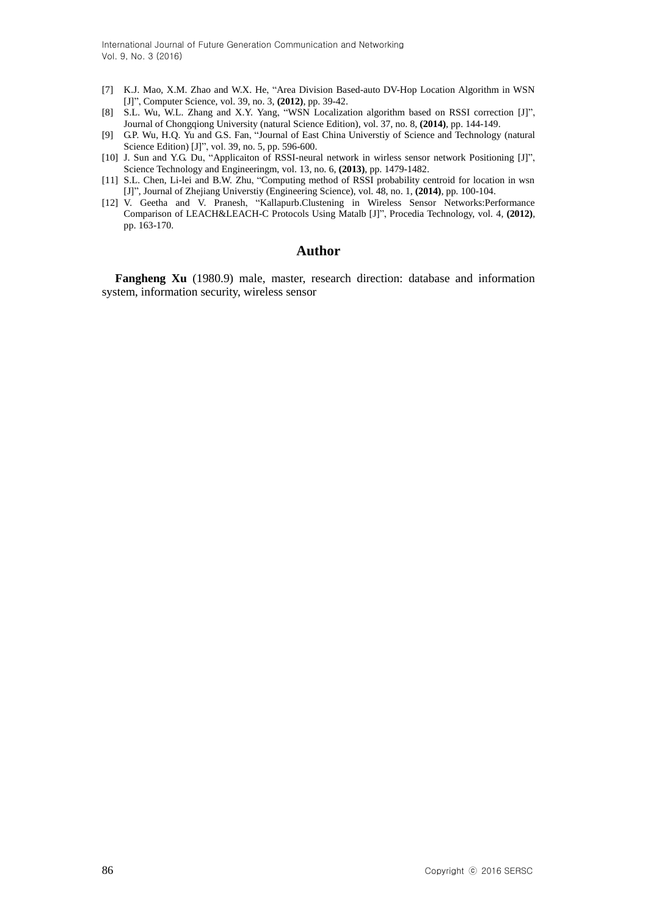[7] K.J. Mao, X.M. Zhao and W.X. He, "Area Division Based-auto DV-Hop Location Algorithm in WSN [J]", Computer Science, vol. 39, no. 3, **(2012)**, pp. 39-42.

[8] S.L. Wu, W.L. Zhang and X.Y. Yang, "WSN Localization algorithm based on RSSI correction [J]", Journal of Chongqiong University (natural Science Edition), vol. 37, no. 8, **(2014)**, pp. 144-149.

[9] G.P. Wu, H.Q. Yu and G.S. Fan, "Journal of East China Universtiy of Science and Technology (natural Science Edition) [J]", vol. 39, no. 5, pp. 596-600.

[10] J. Sun and Y.G. Du, "Applicaiton of RSSI-neural network in wirless sensor network Positioning [J]", Science Technology and Engineeringm, vol. 13, no. 6, **(2013)**, pp. 1479-1482.

[11] S.L. Chen, Li-lei and B.W. Zhu, "Computing method of RSSI probability centroid for location in wsn [J]", Journal of Zhejiang Universtiy (Engineering Science), vol. 48, no. 1, **(2014)**, pp. 100-104.

[12] V. Geetha and V. Pranesh, "Kallapurb.Clustening in Wireless Sensor Networks:Performance Comparison of LEACH&LEACH-C Protocols Using Matalb [J]", Procedia Technology, vol. 4, **(2012)**, pp. 163-170.

## Author

**Fangheng Xu** (1980.9) male, master, research direction: database and information system, information security, wireless sensor